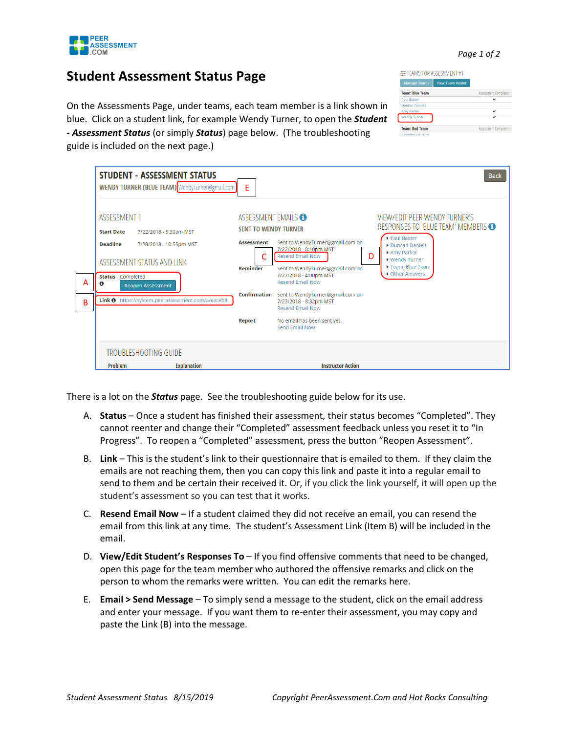# Student Assessment Status Page

On the Assessments Page, under teams, each team member is a link shown in blue. Click on a student link, for example Wendy Turner, to open the ***Student - Assessment Status*** (or simply ***Status***) page below. (The troubleshooting guide is included on the next page.)

There is a lot on the ***Status*** page. See the troubleshooting guide below for its use.

A. **Status** – Once a student has finished their assessment, their status becomes "Completed". They cannot reenter and change their "Completed" assessment feedback unless you reset it to "In Progress". To reopen a "Completed" assessment, press the button "Reopen Assessment".

B. **Link** – This is the student's link to their questionnaire that is emailed to them. If they claim the emails are not reaching them, then you can copy this link and paste it into a regular email to send to them and be certain their received it. Or, if you click the link yourself, it will open up the student's assessment so you can test that it works.

C. **Resend Email Now** – If a student claimed they did not receive an email, you can resend the email from this link at any time. The student's Assessment Link (Item B) will be included in the email.

D. **View/Edit Student's Responses To** – If you find offensive comments that need to be changed, open this page for the team member who authored the offensive remarks and click on the person to whom the remarks were written. You can edit the remarks here.

E. **Email > Send Message** – To simply send a message to the student, click on the email address and enter your message. If you want them to re-enter their assessment, you may copy and paste the Link (B) into the message.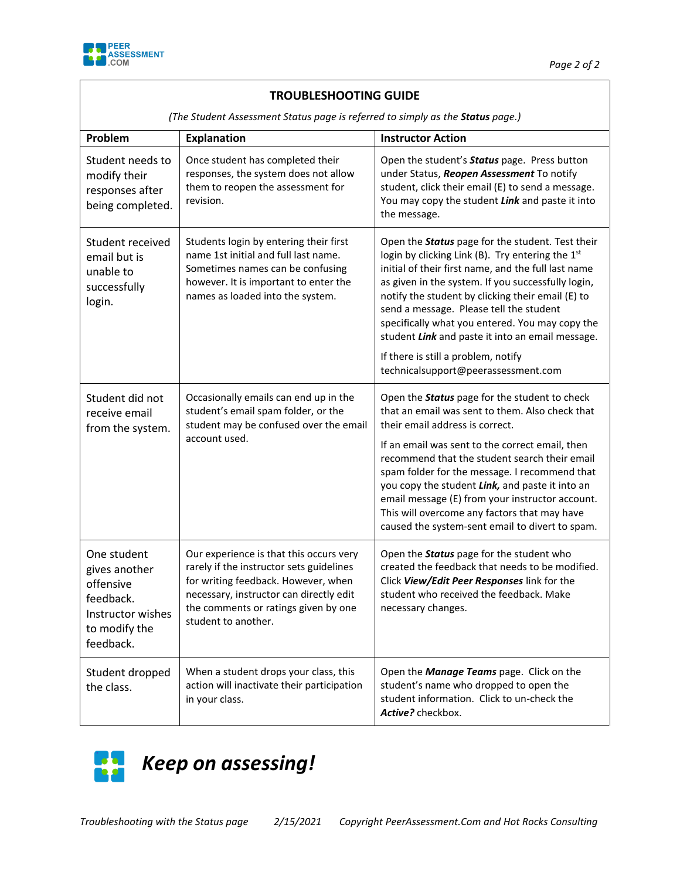## TROUBLESHOOTING GUIDE

*(The Student Assessment Status page is referred to simply as the **Status** page.)*

| Problem | Explanation | Instructor Action |
|---|---|---|
| Student needs to modify their responses after being completed. | Once student has completed their responses, the system does not allow them to reopen the assessment for revision. | Open the student's ***Status*** page. Press button under Status, ***Reopen Assessment*** To notify student, click their email (E) to send a message. You may copy the student ***Link*** and paste it into the message. |
| Student received email but is unable to successfully login. | Students login by entering their first name 1st initial and full last name. Sometimes names can be confusing however. It is important to enter the names as loaded into the system. | Open the ***Status*** page for the student. Test their login by clicking Link (B). Try entering the 1st initial of their first name, and the full last name as given in the system. If you successfully login, notify the student by clicking their email (E) to send a message. Please tell the student specifically what you entered. You may copy the student ***Link*** and paste it into an email message.<br><br>If there is still a problem, notify technicalsupport@peerassessment.com |
| Student did not receive email from the system. | Occasionally emails can end up in the student's email spam folder, or the student may be confused over the email account used. | Open the ***Status*** page for the student to check that an email was sent to them. Also check that their email address is correct.<br><br>If an email was sent to the correct email, then recommend that the student search their email spam folder for the message. I recommend that you copy the student ***Link,*** and paste it into an email message (E) from your instructor account. This will overcome any factors that may have caused the system-sent email to divert to spam. |
| One student gives another offensive feedback. Instructor wishes to modify the feedback. | Our experience is that this occurs very rarely if the instructor sets guidelines for writing feedback. However, when necessary, instructor can directly edit the comments or ratings given by one student to another. | Open the ***Status*** page for the student who created the feedback that needs to be modified. Click ***View/Edit Peer Responses*** link for the student who received the feedback. Make necessary changes. |
| Student dropped the class. | When a student drops your class, this action will inactivate their participation in your class. | Open the ***Manage Teams*** page. Click on the student's name who dropped to open the student information. Click to un-check the ***Active?*** checkbox. |

***Keep on assessing!***

*Troubleshooting with the Status page 2/15/2021 Copyright PeerAssessment.Com and Hot Rocks Consulting*